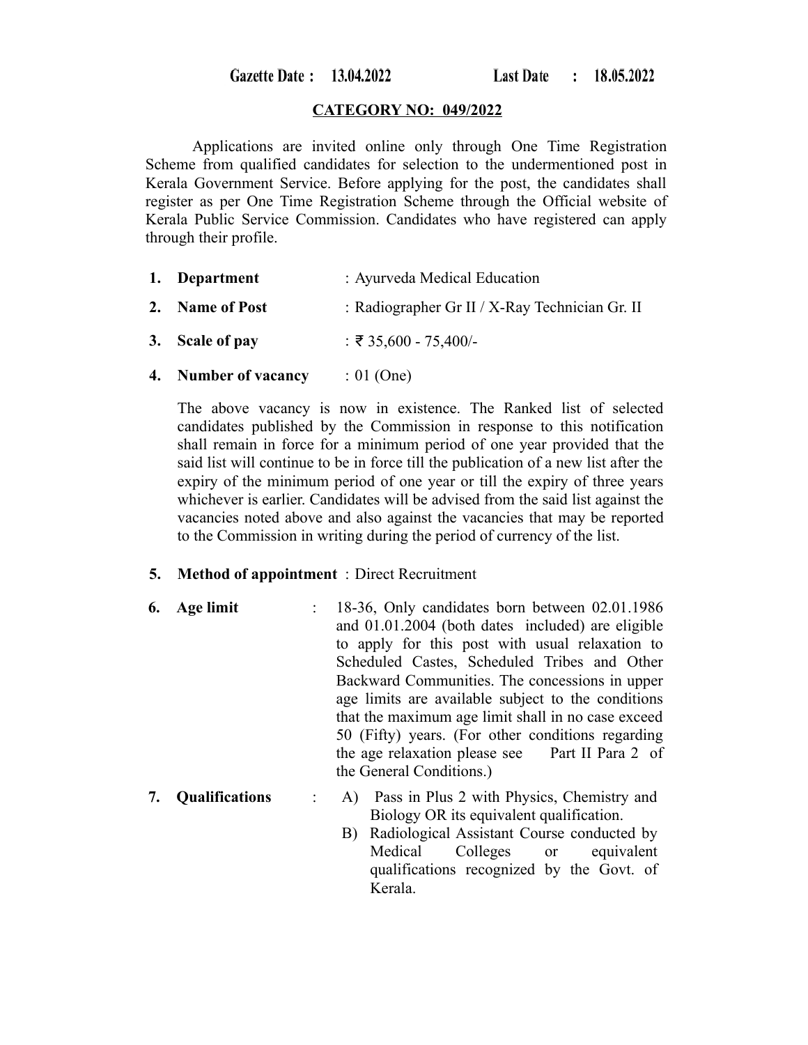**Gazette Date : 13.04.2022 Last Date : 18.05.2022**

**CATEGORY NO: 049/2022**

Applications are invited online only through One Time Registration Scheme from qualified candidates for selection to the undermentioned post in Kerala Government Service. Before applying for the post, the candidates shall register as per One Time Registration Scheme through the Official website of Kerala Public Service Commission. Candidates who have registered can apply through their profile.

1. **Department** : Ayurveda Medical Education
2. **Name of Post** : Radiographer Gr II / X-Ray Technician Gr. II
3. **Scale of pay** : ₹ 35,600 - 75,400/-
4. **Number of vacancy** : 01 (One)

   The above vacancy is now in existence. The Ranked list of selected candidates published by the Commission in response to this notification shall remain in force for a minimum period of one year provided that the said list will continue to be in force till the publication of a new list after the expiry of the minimum period of one year or till the expiry of three years whichever is earlier. Candidates will be advised from the said list against the vacancies noted above and also against the vacancies that may be reported to the Commission in writing during the period of currency of the list.

5. **Method of appointment** : Direct Recruitment
6. **Age limit** : 18-36, Only candidates born between 02.01.1986 and 01.01.2004 (both dates included) are eligible to apply for this post with usual relaxation to Scheduled Castes, Scheduled Tribes and Other Backward Communities. The concessions in upper age limits are available subject to the conditions that the maximum age limit shall in no case exceed 50 (Fifty) years. (For other conditions regarding the age relaxation please see Part II Para 2 of the General Conditions.)
7. **Qualifications** :
   - A) Pass in Plus 2 with Physics, Chemistry and Biology OR its equivalent qualification.
   - B) Radiological Assistant Course conducted by Medical Colleges or equivalent qualifications recognized by the Govt. of Kerala.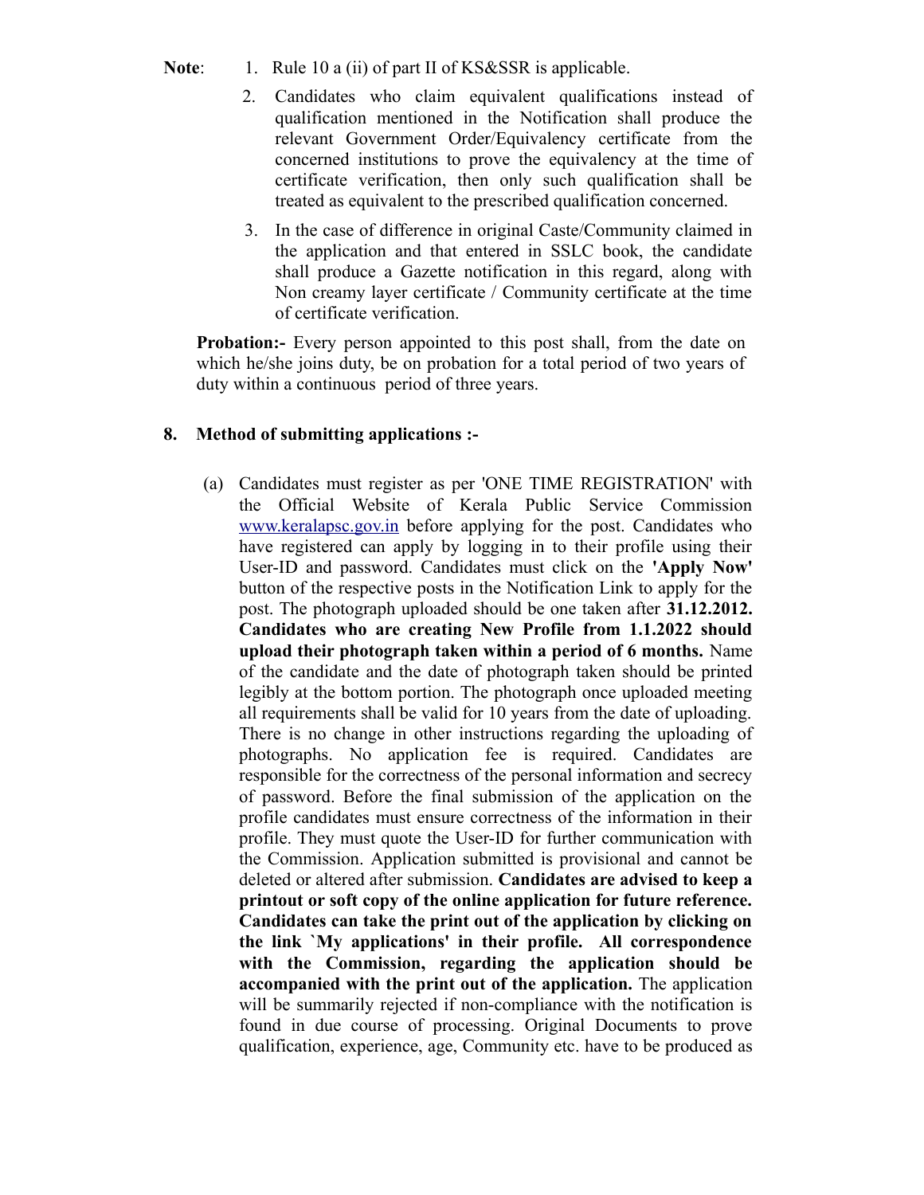**Note**:

1. Rule 10 a (ii) of part II of KS&SSR is applicable.
2. Candidates who claim equivalent qualifications instead of qualification mentioned in the Notification shall produce the relevant Government Order/Equivalency certificate from the concerned institutions to prove the equivalency at the time of certificate verification, then only such qualification shall be treated as equivalent to the prescribed qualification concerned.
3. In the case of difference in original Caste/Community claimed in the application and that entered in SSLC book, the candidate shall produce a Gazette notification in this regard, along with Non creamy layer certificate / Community certificate at the time of certificate verification.

**Probation:-** Every person appointed to this post shall, from the date on which he/she joins duty, be on probation for a total period of two years of duty within a continuous period of three years.

**8. Method of submitting applications :-**

(a) Candidates must register as per 'ONE TIME REGISTRATION' with the Official Website of Kerala Public Service Commission www.keralapsc.gov.in before applying for the post. Candidates who have registered can apply by logging in to their profile using their User-ID and password. Candidates must click on the **'Apply Now'** button of the respective posts in the Notification Link to apply for the post. The photograph uploaded should be one taken after **31.12.2012. Candidates who are creating New Profile from 1.1.2022 should upload their photograph taken within a period of 6 months.** Name of the candidate and the date of photograph taken should be printed legibly at the bottom portion. The photograph once uploaded meeting all requirements shall be valid for 10 years from the date of uploading. There is no change in other instructions regarding the uploading of photographs. No application fee is required. Candidates are responsible for the correctness of the personal information and secrecy of password. Before the final submission of the application on the profile candidates must ensure correctness of the information in their profile. They must quote the User-ID for further communication with the Commission. Application submitted is provisional and cannot be deleted or altered after submission. **Candidates are advised to keep a printout or soft copy of the online application for future reference. Candidates can take the print out of the application by clicking on the link `My applications' in their profile. All correspondence with the Commission, regarding the application should be accompanied with the print out of the application.** The application will be summarily rejected if non-compliance with the notification is found in due course of processing. Original Documents to prove qualification, experience, age, Community etc. have to be produced as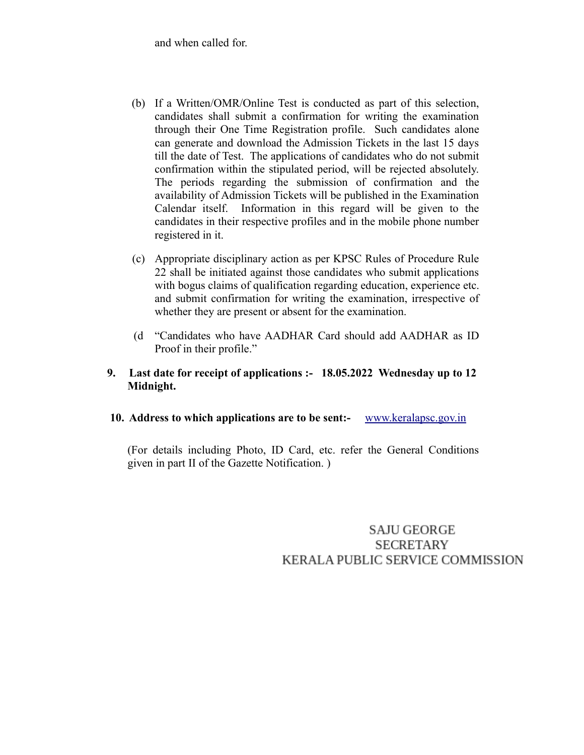and when called for.

(b) If a Written/OMR/Online Test is conducted as part of this selection, candidates shall submit a confirmation for writing the examination through their One Time Registration profile. Such candidates alone can generate and download the Admission Tickets in the last 15 days till the date of Test. The applications of candidates who do not submit confirmation within the stipulated period, will be rejected absolutely. The periods regarding the submission of confirmation and the availability of Admission Tickets will be published in the Examination Calendar itself. Information in this regard will be given to the candidates in their respective profiles and in the mobile phone number registered in it.

(c) Appropriate disciplinary action as per KPSC Rules of Procedure Rule 22 shall be initiated against those candidates who submit applications with bogus claims of qualification regarding education, experience etc. and submit confirmation for writing the examination, irrespective of whether they are present or absent for the examination.

(d "Candidates who have AADHAR Card should add AADHAR as ID Proof in their profile."

**9. Last date for receipt of applications :- 18.05.2022 Wednesday up to 12 Midnight.**

**10. Address to which applications are to be sent:-** www.keralapsc.gov.in

(For details including Photo, ID Card, etc. refer the General Conditions given in part II of the Gazette Notification. )

SAJU GEORGE
SECRETARY
KERALA PUBLIC SERVICE COMMISSION